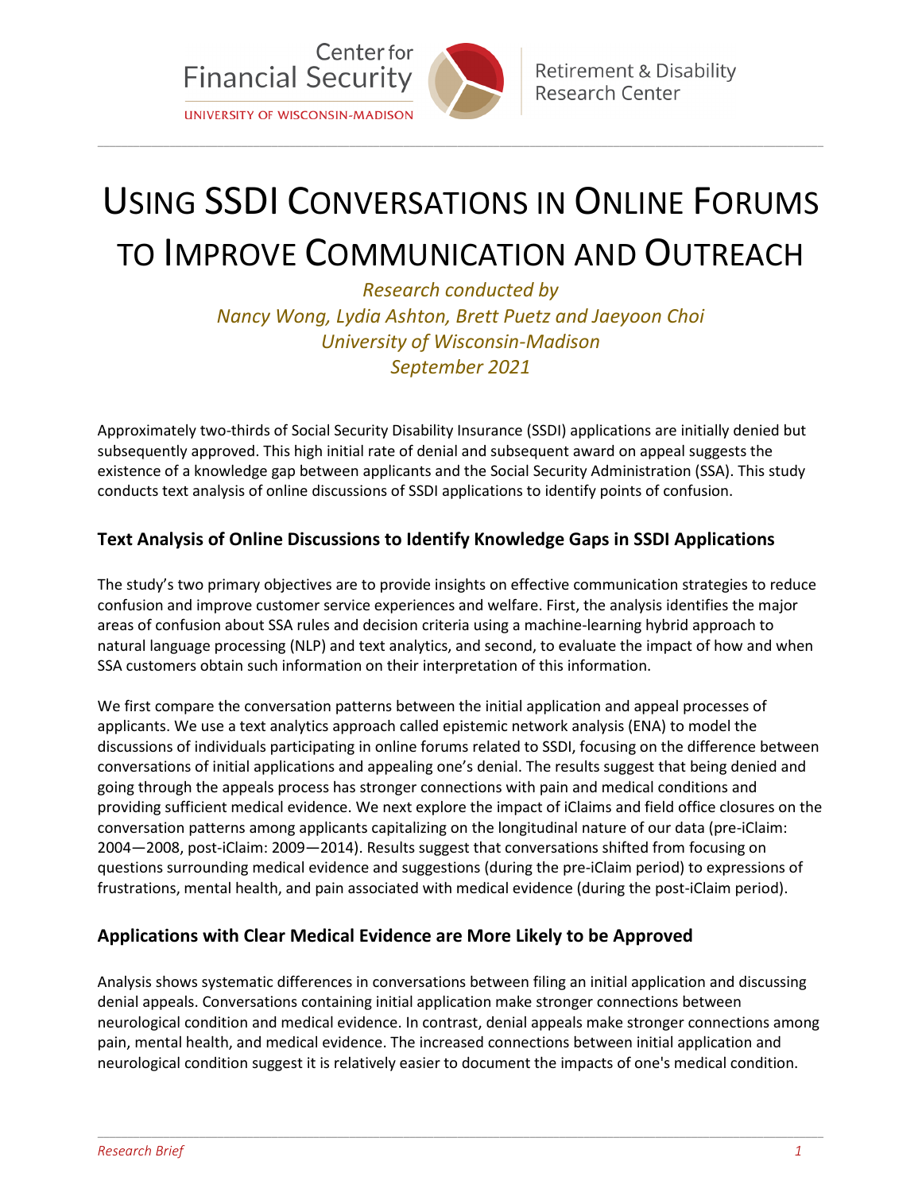Center for Financial Security
UNIVERSITY OF WISCONSIN-MADISON

Retirement & Disability Research Center

# USING SSDI CONVERSATIONS IN ONLINE FORUMS TO IMPROVE COMMUNICATION AND OUTREACH

*Research conducted by*
*Nancy Wong, Lydia Ashton, Brett Puetz and Jaeyoon Choi*
*University of Wisconsin-Madison*
*September 2021*

Approximately two-thirds of Social Security Disability Insurance (SSDI) applications are initially denied but subsequently approved. This high initial rate of denial and subsequent award on appeal suggests the existence of a knowledge gap between applicants and the Social Security Administration (SSA). This study conducts text analysis of online discussions of SSDI applications to identify points of confusion.

## Text Analysis of Online Discussions to Identify Knowledge Gaps in SSDI Applications

The study's two primary objectives are to provide insights on effective communication strategies to reduce confusion and improve customer service experiences and welfare. First, the analysis identifies the major areas of confusion about SSA rules and decision criteria using a machine-learning hybrid approach to natural language processing (NLP) and text analytics, and second, to evaluate the impact of how and when SSA customers obtain such information on their interpretation of this information.

We first compare the conversation patterns between the initial application and appeal processes of applicants. We use a text analytics approach called epistemic network analysis (ENA) to model the discussions of individuals participating in online forums related to SSDI, focusing on the difference between conversations of initial applications and appealing one's denial. The results suggest that being denied and going through the appeals process has stronger connections with pain and medical conditions and providing sufficient medical evidence. We next explore the impact of iClaims and field office closures on the conversation patterns among applicants capitalizing on the longitudinal nature of our data (pre-iClaim: 2004—2008, post-iClaim: 2009—2014). Results suggest that conversations shifted from focusing on questions surrounding medical evidence and suggestions (during the pre-iClaim period) to expressions of frustrations, mental health, and pain associated with medical evidence (during the post-iClaim period).

## Applications with Clear Medical Evidence are More Likely to be Approved

Analysis shows systematic differences in conversations between filing an initial application and discussing denial appeals. Conversations containing initial application make stronger connections between neurological condition and medical evidence. In contrast, denial appeals make stronger connections among pain, mental health, and medical evidence. The increased connections between initial application and neurological condition suggest it is relatively easier to document the impacts of one's medical condition.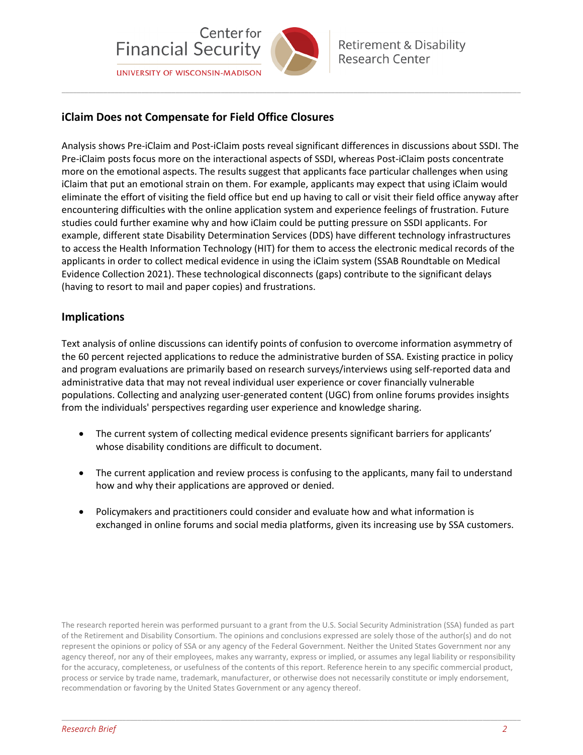## iClaim Does not Compensate for Field Office Closures

Analysis shows Pre-iClaim and Post-iClaim posts reveal significant differences in discussions about SSDI. The Pre-iClaim posts focus more on the interactional aspects of SSDI, whereas Post-iClaim posts concentrate more on the emotional aspects. The results suggest that applicants face particular challenges when using iClaim that put an emotional strain on them. For example, applicants may expect that using iClaim would eliminate the effort of visiting the field office but end up having to call or visit their field office anyway after encountering difficulties with the online application system and experience feelings of frustration. Future studies could further examine why and how iClaim could be putting pressure on SSDI applicants. For example, different state Disability Determination Services (DDS) have different technology infrastructures to access the Health Information Technology (HIT) for them to access the electronic medical records of the applicants in order to collect medical evidence in using the iClaim system (SSAB Roundtable on Medical Evidence Collection 2021). These technological disconnects (gaps) contribute to the significant delays (having to resort to mail and paper copies) and frustrations.

## Implications

Text analysis of online discussions can identify points of confusion to overcome information asymmetry of the 60 percent rejected applications to reduce the administrative burden of SSA. Existing practice in policy and program evaluations are primarily based on research surveys/interviews using self-reported data and administrative data that may not reveal individual user experience or cover financially vulnerable populations. Collecting and analyzing user-generated content (UGC) from online forums provides insights from the individuals' perspectives regarding user experience and knowledge sharing.

- The current system of collecting medical evidence presents significant barriers for applicants' whose disability conditions are difficult to document.
- The current application and review process is confusing to the applicants, many fail to understand how and why their applications are approved or denied.
- Policymakers and practitioners could consider and evaluate how and what information is exchanged in online forums and social media platforms, given its increasing use by SSA customers.

The research reported herein was performed pursuant to a grant from the U.S. Social Security Administration (SSA) funded as part of the Retirement and Disability Consortium. The opinions and conclusions expressed are solely those of the author(s) and do not represent the opinions or policy of SSA or any agency of the Federal Government. Neither the United States Government nor any agency thereof, nor any of their employees, makes any warranty, express or implied, or assumes any legal liability or responsibility for the accuracy, completeness, or usefulness of the contents of this report. Reference herein to any specific commercial product, process or service by trade name, trademark, manufacturer, or otherwise does not necessarily constitute or imply endorsement, recommendation or favoring by the United States Government or any agency thereof.